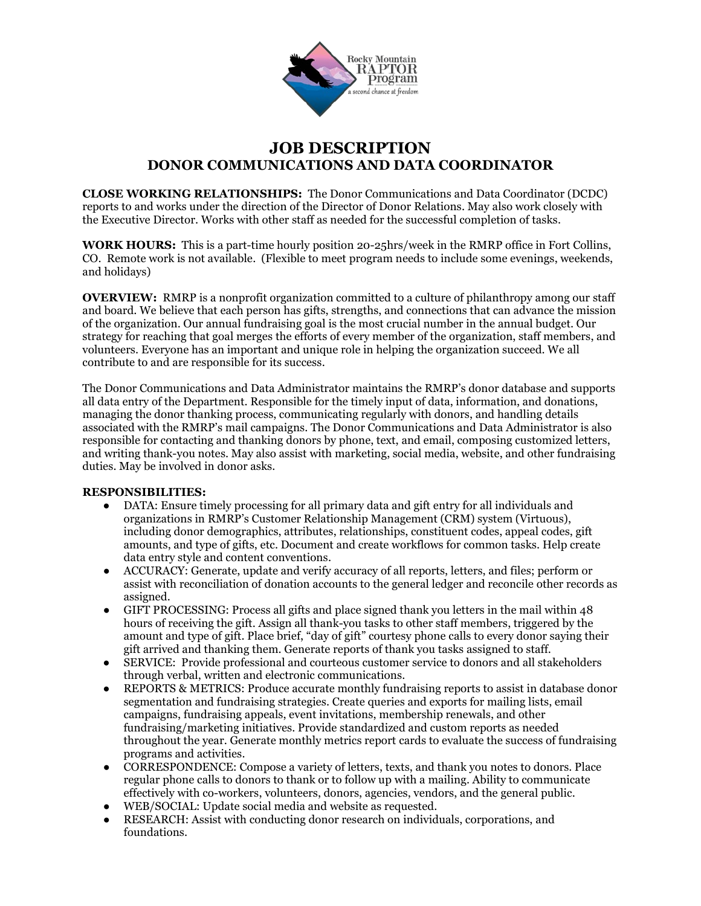# JOB DESCRIPTION
## DONOR COMMUNICATIONS AND DATA COORDINATOR

**CLOSE WORKING RELATIONSHIPS:** The Donor Communications and Data Coordinator (DCDC) reports to and works under the direction of the Director of Donor Relations. May also work closely with the Executive Director. Works with other staff as needed for the successful completion of tasks.

**WORK HOURS:** This is a part-time hourly position 20-25hrs/week in the RMRP office in Fort Collins, CO. Remote work is not available. (Flexible to meet program needs to include some evenings, weekends, and holidays)

**OVERVIEW:** RMRP is a nonprofit organization committed to a culture of philanthropy among our staff and board. We believe that each person has gifts, strengths, and connections that can advance the mission of the organization. Our annual fundraising goal is the most crucial number in the annual budget. Our strategy for reaching that goal merges the efforts of every member of the organization, staff members, and volunteers. Everyone has an important and unique role in helping the organization succeed. We all contribute to and are responsible for its success.

The Donor Communications and Data Administrator maintains the RMRP's donor database and supports all data entry of the Department. Responsible for the timely input of data, information, and donations, managing the donor thanking process, communicating regularly with donors, and handling details associated with the RMRP's mail campaigns. The Donor Communications and Data Administrator is also responsible for contacting and thanking donors by phone, text, and email, composing customized letters, and writing thank-you notes. May also assist with marketing, social media, website, and other fundraising duties. May be involved in donor asks.

**RESPONSIBILITIES:**

- DATA: Ensure timely processing for all primary data and gift entry for all individuals and organizations in RMRP's Customer Relationship Management (CRM) system (Virtuous), including donor demographics, attributes, relationships, constituent codes, appeal codes, gift amounts, and type of gifts, etc. Document and create workflows for common tasks. Help create data entry style and content conventions.
- ACCURACY: Generate, update and verify accuracy of all reports, letters, and files; perform or assist with reconciliation of donation accounts to the general ledger and reconcile other records as assigned.
- GIFT PROCESSING: Process all gifts and place signed thank you letters in the mail within 48 hours of receiving the gift. Assign all thank-you tasks to other staff members, triggered by the amount and type of gift. Place brief, "day of gift" courtesy phone calls to every donor saying their gift arrived and thanking them. Generate reports of thank you tasks assigned to staff.
- SERVICE: Provide professional and courteous customer service to donors and all stakeholders through verbal, written and electronic communications.
- REPORTS & METRICS: Produce accurate monthly fundraising reports to assist in database donor segmentation and fundraising strategies. Create queries and exports for mailing lists, email campaigns, fundraising appeals, event invitations, membership renewals, and other fundraising/marketing initiatives. Provide standardized and custom reports as needed throughout the year. Generate monthly metrics report cards to evaluate the success of fundraising programs and activities.
- CORRESPONDENCE: Compose a variety of letters, texts, and thank you notes to donors. Place regular phone calls to donors to thank or to follow up with a mailing. Ability to communicate effectively with co-workers, volunteers, donors, agencies, vendors, and the general public.
- WEB/SOCIAL: Update social media and website as requested.
- RESEARCH: Assist with conducting donor research on individuals, corporations, and foundations.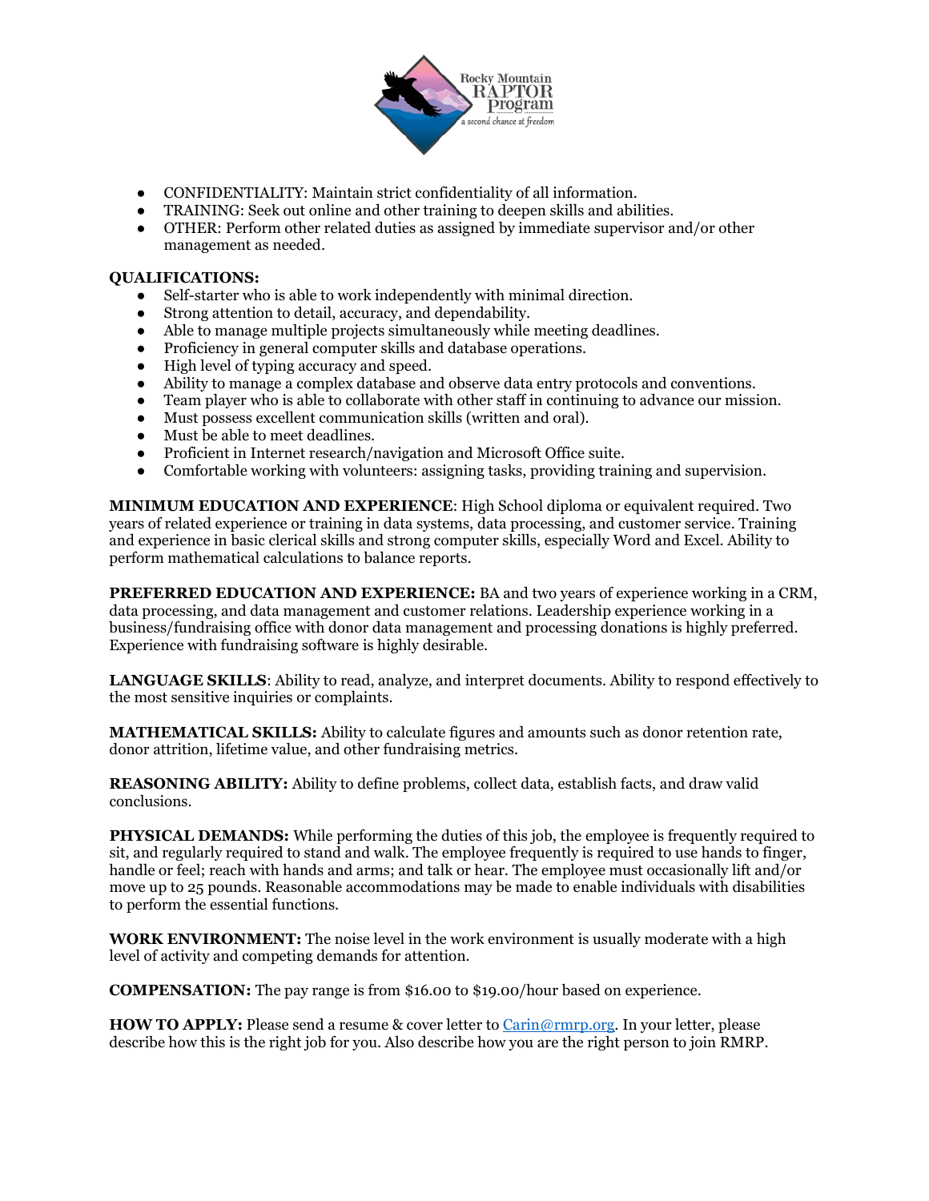- CONFIDENTIALITY: Maintain strict confidentiality of all information.
- TRAINING: Seek out online and other training to deepen skills and abilities.
- OTHER: Perform other related duties as assigned by immediate supervisor and/or other management as needed.

**QUALIFICATIONS:**

- Self-starter who is able to work independently with minimal direction.
- Strong attention to detail, accuracy, and dependability.
- Able to manage multiple projects simultaneously while meeting deadlines.
- Proficiency in general computer skills and database operations.
- High level of typing accuracy and speed.
- Ability to manage a complex database and observe data entry protocols and conventions.
- Team player who is able to collaborate with other staff in continuing to advance our mission.
- Must possess excellent communication skills (written and oral).
- Must be able to meet deadlines.
- Proficient in Internet research/navigation and Microsoft Office suite.
- Comfortable working with volunteers: assigning tasks, providing training and supervision.

**MINIMUM EDUCATION AND EXPERIENCE**: High School diploma or equivalent required. Two years of related experience or training in data systems, data processing, and customer service. Training and experience in basic clerical skills and strong computer skills, especially Word and Excel. Ability to perform mathematical calculations to balance reports.

**PREFERRED EDUCATION AND EXPERIENCE:** BA and two years of experience working in a CRM, data processing, and data management and customer relations. Leadership experience working in a business/fundraising office with donor data management and processing donations is highly preferred. Experience with fundraising software is highly desirable.

**LANGUAGE SKILLS**: Ability to read, analyze, and interpret documents. Ability to respond effectively to the most sensitive inquiries or complaints.

**MATHEMATICAL SKILLS:** Ability to calculate figures and amounts such as donor retention rate, donor attrition, lifetime value, and other fundraising metrics.

**REASONING ABILITY:** Ability to define problems, collect data, establish facts, and draw valid conclusions.

**PHYSICAL DEMANDS:** While performing the duties of this job, the employee is frequently required to sit, and regularly required to stand and walk. The employee frequently is required to use hands to finger, handle or feel; reach with hands and arms; and talk or hear. The employee must occasionally lift and/or move up to 25 pounds. Reasonable accommodations may be made to enable individuals with disabilities to perform the essential functions.

**WORK ENVIRONMENT:** The noise level in the work environment is usually moderate with a high level of activity and competing demands for attention.

**COMPENSATION:** The pay range is from $16.00 to $19.00/hour based on experience.

**HOW TO APPLY:** Please send a resume & cover letter to [Carin@rmrp.org](mailto:Carin@rmrp.org). In your letter, please describe how this is the right job for you. Also describe how you are the right person to join RMRP.